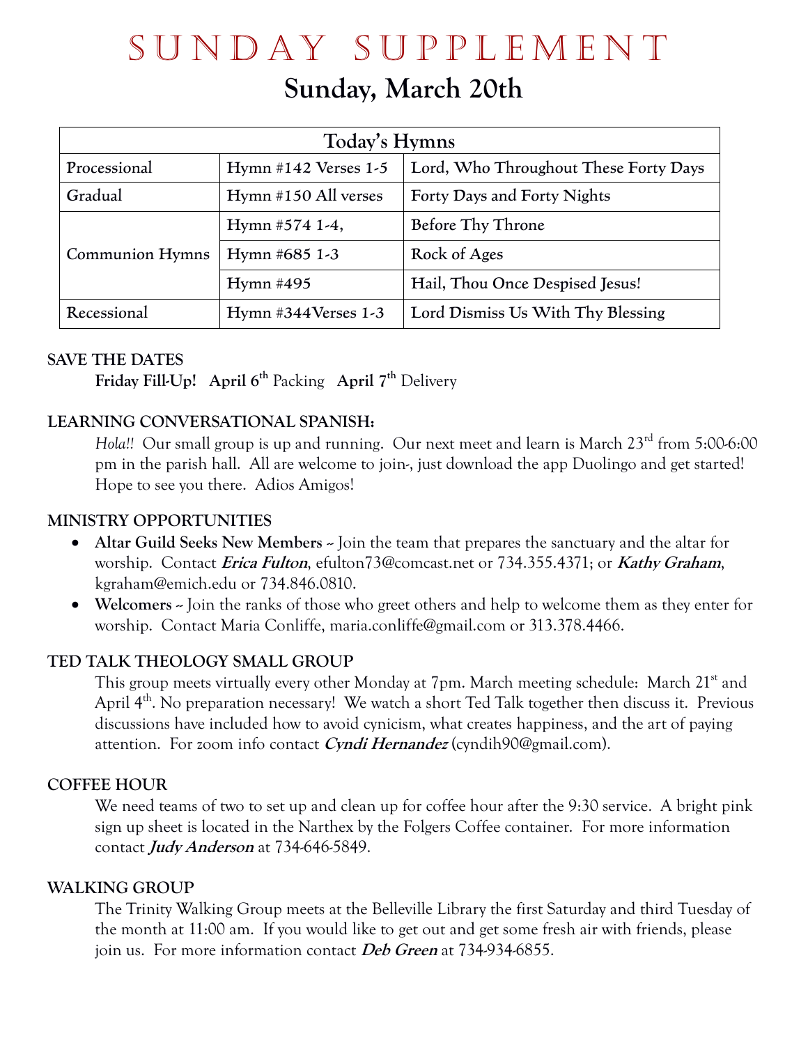# SUNDAY SUPPLEMENT

## Sunday, March 20th

| Today's Hymns | | |
|---|---|---|
| Processional | Hymn #142 Verses 1-5 | Lord, Who Throughout These Forty Days |
| Gradual | Hymn #150 All verses | Forty Days and Forty Nights |
| Communion Hymns | Hymn #574 1-4, | Before Thy Throne |
| | Hymn #685 1-3 | Rock of Ages |
| | Hymn #495 | Hail, Thou Once Despised Jesus! |
| Recessional | Hymn #344Verses 1-3 | Lord Dismiss Us With Thy Blessing |

**SAVE THE DATES**

**Friday Fill-Up! April 6th** Packing **April 7th** Delivery

**LEARNING CONVERSATIONAL SPANISH:**

*Hola!!* Our small group is up and running. Our next meet and learn is March 23rd from 5:00-6:00 pm in the parish hall. All are welcome to join-, just download the app Duolingo and get started! Hope to see you there. Adios Amigos!

**MINISTRY OPPORTUNITIES**

- **Altar Guild Seeks New Members** ~ Join the team that prepares the sanctuary and the altar for worship. Contact ***Erica Fulton***, efulton73@comcast.net or 734.355.4371; or ***Kathy Graham***, kgraham@emich.edu or 734.846.0810.
- **Welcomers** ~ Join the ranks of those who greet others and help to welcome them as they enter for worship. Contact Maria Conliffe, maria.conliffe@gmail.com or 313.378.4466.

**TED TALK THEOLOGY SMALL GROUP**

This group meets virtually every other Monday at 7pm. March meeting schedule: March 21st and April 4th. No preparation necessary! We watch a short Ted Talk together then discuss it. Previous discussions have included how to avoid cynicism, what creates happiness, and the art of paying attention. For zoom info contact ***Cyndi Hernandez*** (cyndih90@gmail.com).

**COFFEE HOUR**

We need teams of two to set up and clean up for coffee hour after the 9:30 service. A bright pink sign up sheet is located in the Narthex by the Folgers Coffee container. For more information contact ***Judy Anderson*** at 734-646-5849.

**WALKING GROUP**

The Trinity Walking Group meets at the Belleville Library the first Saturday and third Tuesday of the month at 11:00 am. If you would like to get out and get some fresh air with friends, please join us. For more information contact ***Deb Green*** at 734-934-6855.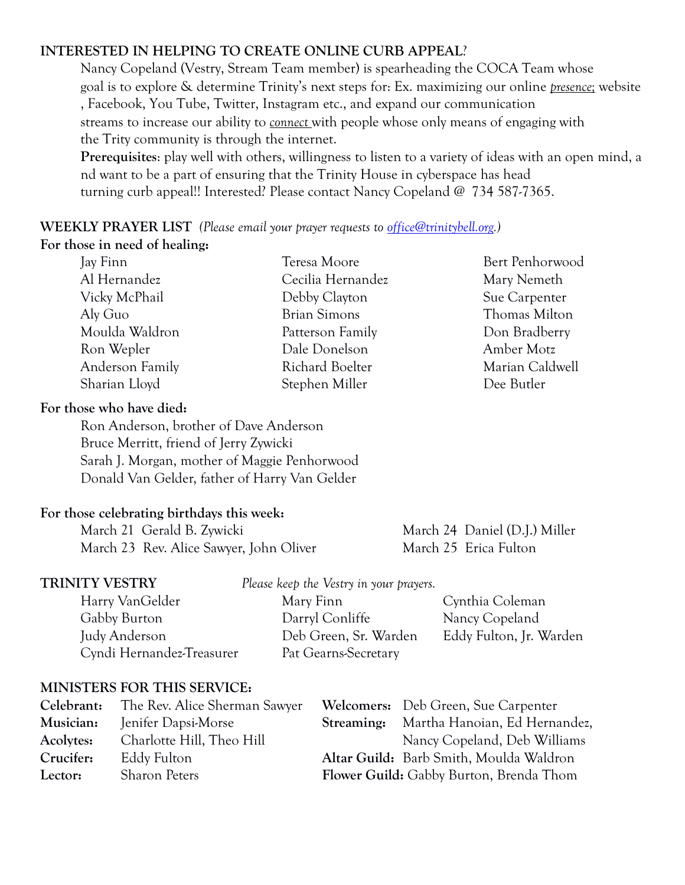**INTERESTED IN HELPING TO CREATE ONLINE CURB APPEAL**?

Nancy Copeland (Vestry, Stream Team member) is spearheading the COCA Team whose goal is to explore & determine Trinity's next steps for: Ex. maximizing our online *presence;* website , Facebook, You Tube, Twitter, Instagram etc., and expand our communication streams to increase our ability to *connect* with people whose only means of engaging with the Trity community is through the internet.

**Prerequisites**: play well with others, willingness to listen to a variety of ideas with an open mind, a nd want to be a part of ensuring that the Trinity House in cyberspace has head turning curb appeal!! Interested? Please contact Nancy Copeland @ 734 587-7365.

**WEEKLY PRAYER LIST** *(Please email your prayer requests to office@trinitybell.org.)*

**For those in need of healing:**

| | | |
|---|---|---|
| Jay Finn | Teresa Moore | Bert Penhorwood |
| Al Hernandez | Cecilia Hernandez | Mary Nemeth |
| Vicky McPhail | Debby Clayton | Sue Carpenter |
| Aly Guo | Brian Simons | Thomas Milton |
| Moulda Waldron | Patterson Family | Don Bradberry |
| Ron Wepler | Dale Donelson | Amber Motz |
| Anderson Family | Richard Boelter | Marian Caldwell |
| Sharian Lloyd | Stephen Miller | Dee Butler |

**For those who have died:**

Ron Anderson, brother of Dave Anderson
Bruce Merritt, friend of Jerry Zywicki
Sarah J. Morgan, mother of Maggie Penhorwood
Donald Van Gelder, father of Harry Van Gelder

**For those celebrating birthdays this week:**

March 21 Gerald B. Zywicki
March 23 Rev. Alice Sawyer, John Oliver
March 24 Daniel (D.J.) Miller
March 25 Erica Fulton

**TRINITY VESTRY** *Please keep the Vestry in your prayers.*

| | | |
|---|---|---|
| Harry VanGelder | Mary Finn | Cynthia Coleman |
| Gabby Burton | Darryl Conliffe | Nancy Copeland |
| Judy Anderson | Deb Green, Sr. Warden | Eddy Fulton, Jr. Warden |
| Cyndi Hernandez-Treasurer | Pat Gearns-Secretary | |

**MINISTERS FOR THIS SERVICE:**

**Celebrant:** The Rev. Alice Sherman Sawyer
**Musician:** Jenifer Dapsi-Morse
**Acolytes:** Charlotte Hill, Theo Hill
**Crucifer:** Eddy Fulton
**Lector:** Sharon Peters
**Welcomers:** Deb Green, Sue Carpenter
**Streaming:** Martha Hanoian, Ed Hernandez, Nancy Copeland, Deb Williams
**Altar Guild:** Barb Smith, Moulda Waldron
**Flower Guild:** Gabby Burton, Brenda Thom